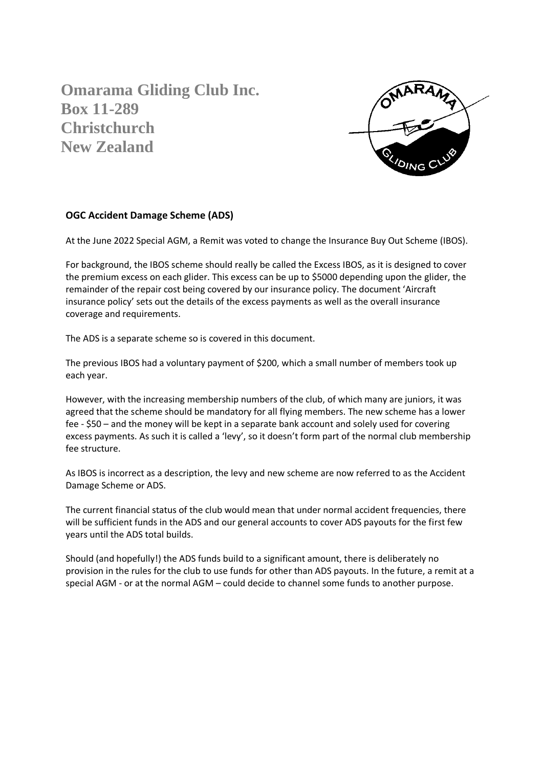# Omarama Gliding Club Inc.
# Box 11-289
# Christchurch
# New Zealand

**OGC Accident Damage Scheme (ADS)**

At the June 2022 Special AGM, a Remit was voted to change the Insurance Buy Out Scheme (IBOS).

For background, the IBOS scheme should really be called the Excess IBOS, as it is designed to cover the premium excess on each glider. This excess can be up to $5000 depending upon the glider, the remainder of the repair cost being covered by our insurance policy. The document 'Aircraft insurance policy' sets out the details of the excess payments as well as the overall insurance coverage and requirements.

The ADS is a separate scheme so is covered in this document.

The previous IBOS had a voluntary payment of $200, which a small number of members took up each year.

However, with the increasing membership numbers of the club, of which many are juniors, it was agreed that the scheme should be mandatory for all flying members. The new scheme has a lower fee - $50 – and the money will be kept in a separate bank account and solely used for covering excess payments. As such it is called a 'levy', so it doesn't form part of the normal club membership fee structure.

As IBOS is incorrect as a description, the levy and new scheme are now referred to as the Accident Damage Scheme or ADS.

The current financial status of the club would mean that under normal accident frequencies, there will be sufficient funds in the ADS and our general accounts to cover ADS payouts for the first few years until the ADS total builds.

Should (and hopefully!) the ADS funds build to a significant amount, there is deliberately no provision in the rules for the club to use funds for other than ADS payouts. In the future, a remit at a special AGM - or at the normal AGM – could decide to channel some funds to another purpose.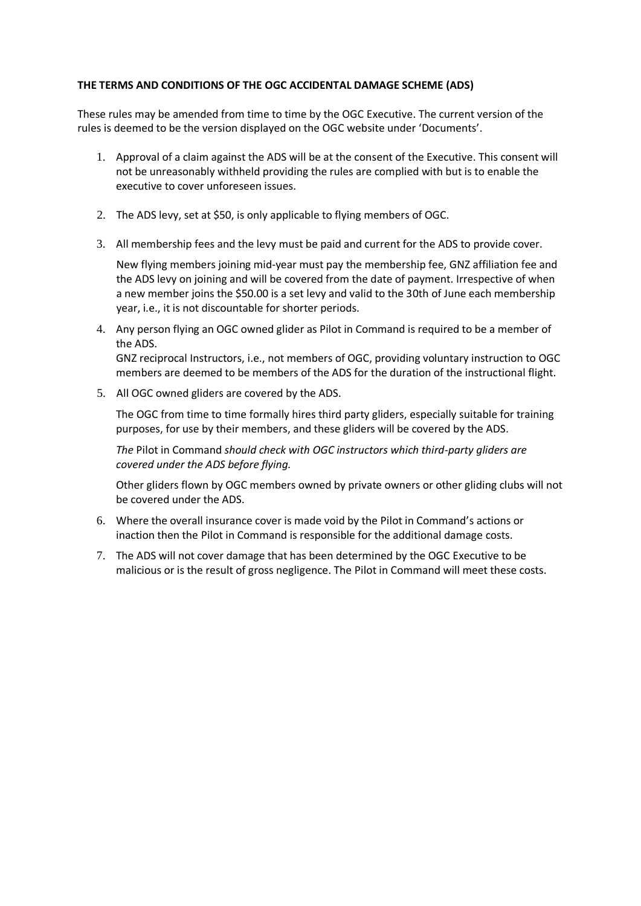**THE TERMS AND CONDITIONS OF THE OGC ACCIDENTAL DAMAGE SCHEME (ADS)**

These rules may be amended from time to time by the OGC Executive. The current version of the rules is deemed to be the version displayed on the OGC website under 'Documents'.

1. Approval of a claim against the ADS will be at the consent of the Executive. This consent will not be unreasonably withheld providing the rules are complied with but is to enable the executive to cover unforeseen issues.

2. The ADS levy, set at $50, is only applicable to flying members of OGC.

3. All membership fees and the levy must be paid and current for the ADS to provide cover.

   New flying members joining mid-year must pay the membership fee, GNZ affiliation fee and the ADS levy on joining and will be covered from the date of payment. Irrespective of when a new member joins the $50.00 is a set levy and valid to the 30th of June each membership year, i.e., it is not discountable for shorter periods.

4. Any person flying an OGC owned glider as Pilot in Command is required to be a member of the ADS.
   GNZ reciprocal Instructors, i.e., not members of OGC, providing voluntary instruction to OGC members are deemed to be members of the ADS for the duration of the instructional flight.

5. All OGC owned gliders are covered by the ADS.

   The OGC from time to time formally hires third party gliders, especially suitable for training purposes, for use by their members, and these gliders will be covered by the ADS.

   *The* Pilot in Command *should check with OGC instructors which third-party gliders are covered under the ADS before flying.*

   Other gliders flown by OGC members owned by private owners or other gliding clubs will not be covered under the ADS.

6. Where the overall insurance cover is made void by the Pilot in Command's actions or inaction then the Pilot in Command is responsible for the additional damage costs.

7. The ADS will not cover damage that has been determined by the OGC Executive to be malicious or is the result of gross negligence. The Pilot in Command will meet these costs.